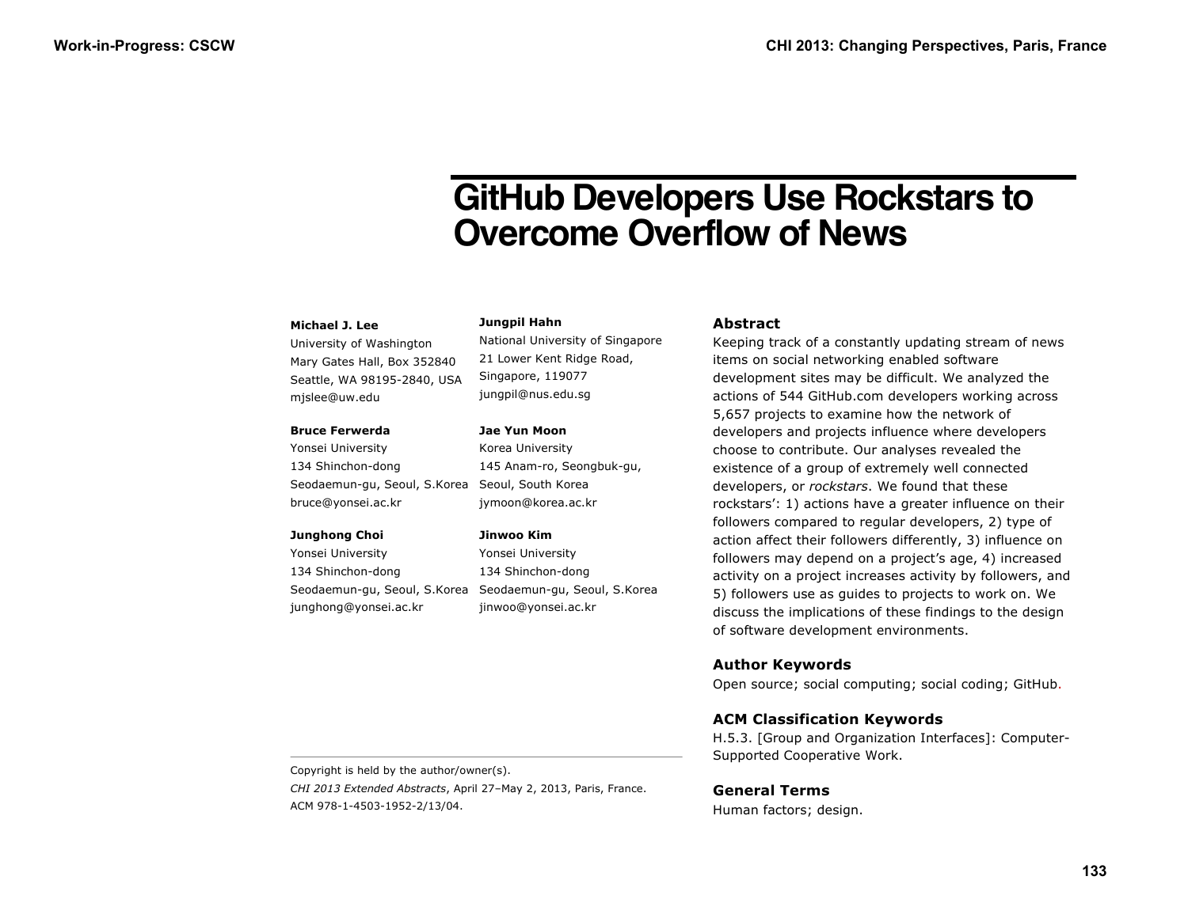# GitHub Developers Use Rockstars to Overcome Overflow of News

**Michael J. Lee**
University of Washington
Mary Gates Hall, Box 352840
Seattle, WA 98195-2840, USA
mjslee@uw.edu

**Bruce Ferwerda**
Yonsei University
134 Shinchon-dong
Seodaemun-gu, Seoul, S.Korea
bruce@yonsei.ac.kr

**Junghong Choi**
Yonsei University
134 Shinchon-dong
Seodaemun-gu, Seoul, S.Korea
junghong@yonsei.ac.kr

**Jungpil Hahn**
National University of Singapore
21 Lower Kent Ridge Road,
Singapore, 119077
jungpil@nus.edu.sg

**Jae Yun Moon**
Korea University
145 Anam-ro, Seongbuk-gu,
Seoul, South Korea
jymoon@korea.ac.kr

**Jinwoo Kim**
Yonsei University
134 Shinchon-dong
Seodaemun-gu, Seoul, S.Korea
jinwoo@yonsei.ac.kr

Copyright is held by the author/owner(s).
*CHI 2013 Extended Abstracts*, April 27–May 2, 2013, Paris, France.
ACM 978-1-4503-1952-2/13/04.

## Abstract

Keeping track of a constantly updating stream of news items on social networking enabled software development sites may be difficult. We analyzed the actions of 544 GitHub.com developers working across 5,657 projects to examine how the network of developers and projects influence where developers choose to contribute. Our analyses revealed the existence of a group of extremely well connected developers, or *rockstars*. We found that these rockstars': 1) actions have a greater influence on their followers compared to regular developers, 2) type of action affect their followers differently, 3) influence on followers may depend on a project's age, 4) increased activity on a project increases activity by followers, and 5) followers use as guides to projects to work on. We discuss the implications of these findings to the design of software development environments.

## Author Keywords

Open source; social computing; social coding; GitHub.

## ACM Classification Keywords

H.5.3. [Group and Organization Interfaces]: Computer-Supported Cooperative Work.

## General Terms

Human factors; design.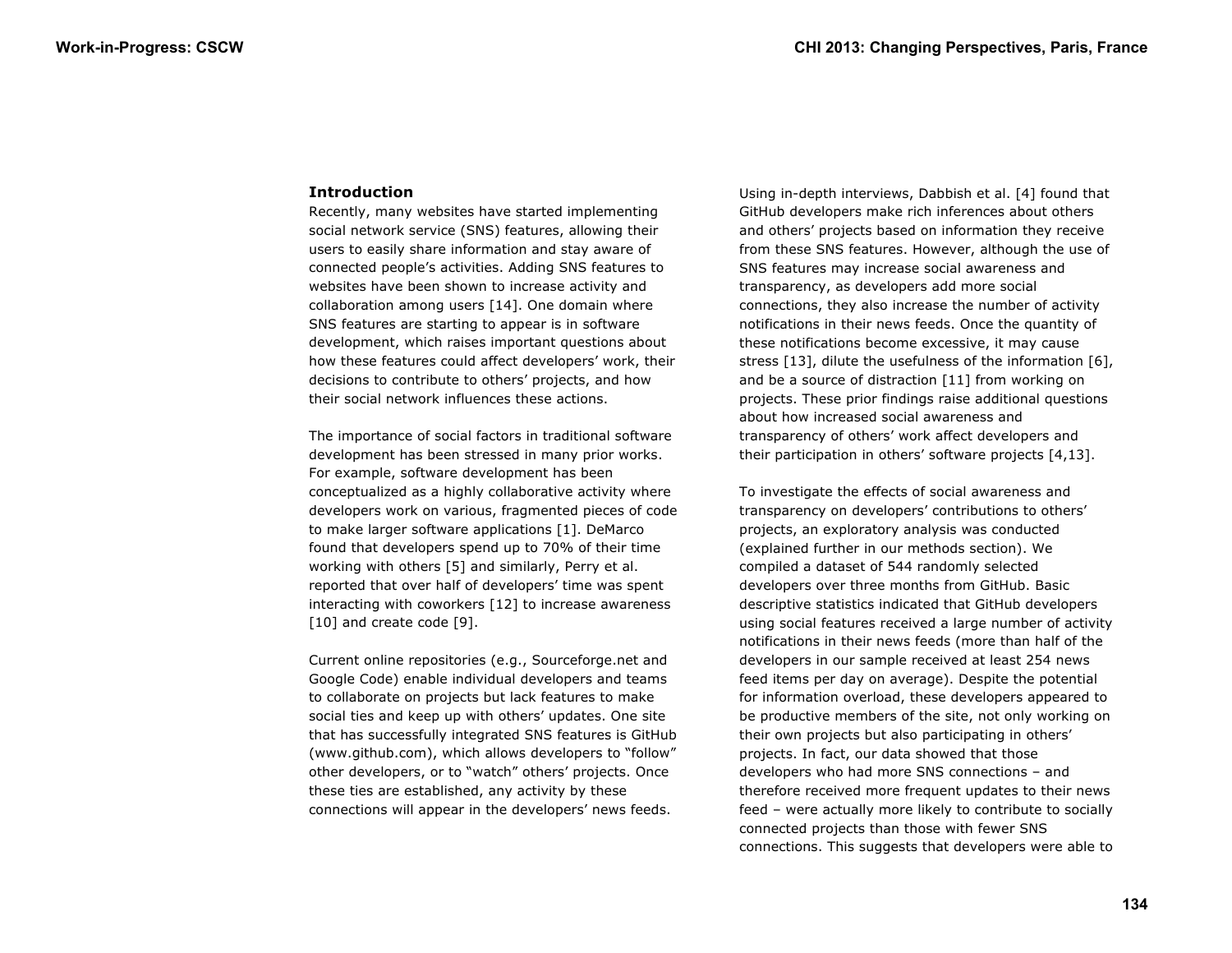## Introduction

Recently, many websites have started implementing social network service (SNS) features, allowing their users to easily share information and stay aware of connected people's activities. Adding SNS features to websites have been shown to increase activity and collaboration among users [14]. One domain where SNS features are starting to appear is in software development, which raises important questions about how these features could affect developers' work, their decisions to contribute to others' projects, and how their social network influences these actions.

The importance of social factors in traditional software development has been stressed in many prior works. For example, software development has been conceptualized as a highly collaborative activity where developers work on various, fragmented pieces of code to make larger software applications [1]. DeMarco found that developers spend up to 70% of their time working with others [5] and similarly, Perry et al. reported that over half of developers' time was spent interacting with coworkers [12] to increase awareness [10] and create code [9].

Current online repositories (e.g., Sourceforge.net and Google Code) enable individual developers and teams to collaborate on projects but lack features to make social ties and keep up with others' updates. One site that has successfully integrated SNS features is GitHub (www.github.com), which allows developers to "follow" other developers, or to "watch" others' projects. Once these ties are established, any activity by these connections will appear in the developers' news feeds.

Using in-depth interviews, Dabbish et al. [4] found that GitHub developers make rich inferences about others and others' projects based on information they receive from these SNS features. However, although the use of SNS features may increase social awareness and transparency, as developers add more social connections, they also increase the number of activity notifications in their news feeds. Once the quantity of these notifications become excessive, it may cause stress [13], dilute the usefulness of the information [6], and be a source of distraction [11] from working on projects. These prior findings raise additional questions about how increased social awareness and transparency of others' work affect developers and their participation in others' software projects [4,13].

To investigate the effects of social awareness and transparency on developers' contributions to others' projects, an exploratory analysis was conducted (explained further in our methods section). We compiled a dataset of 544 randomly selected developers over three months from GitHub. Basic descriptive statistics indicated that GitHub developers using social features received a large number of activity notifications in their news feeds (more than half of the developers in our sample received at least 254 news feed items per day on average). Despite the potential for information overload, these developers appeared to be productive members of the site, not only working on their own projects but also participating in others' projects. In fact, our data showed that those developers who had more SNS connections – and therefore received more frequent updates to their news feed – were actually more likely to contribute to socially connected projects than those with fewer SNS connections. This suggests that developers were able to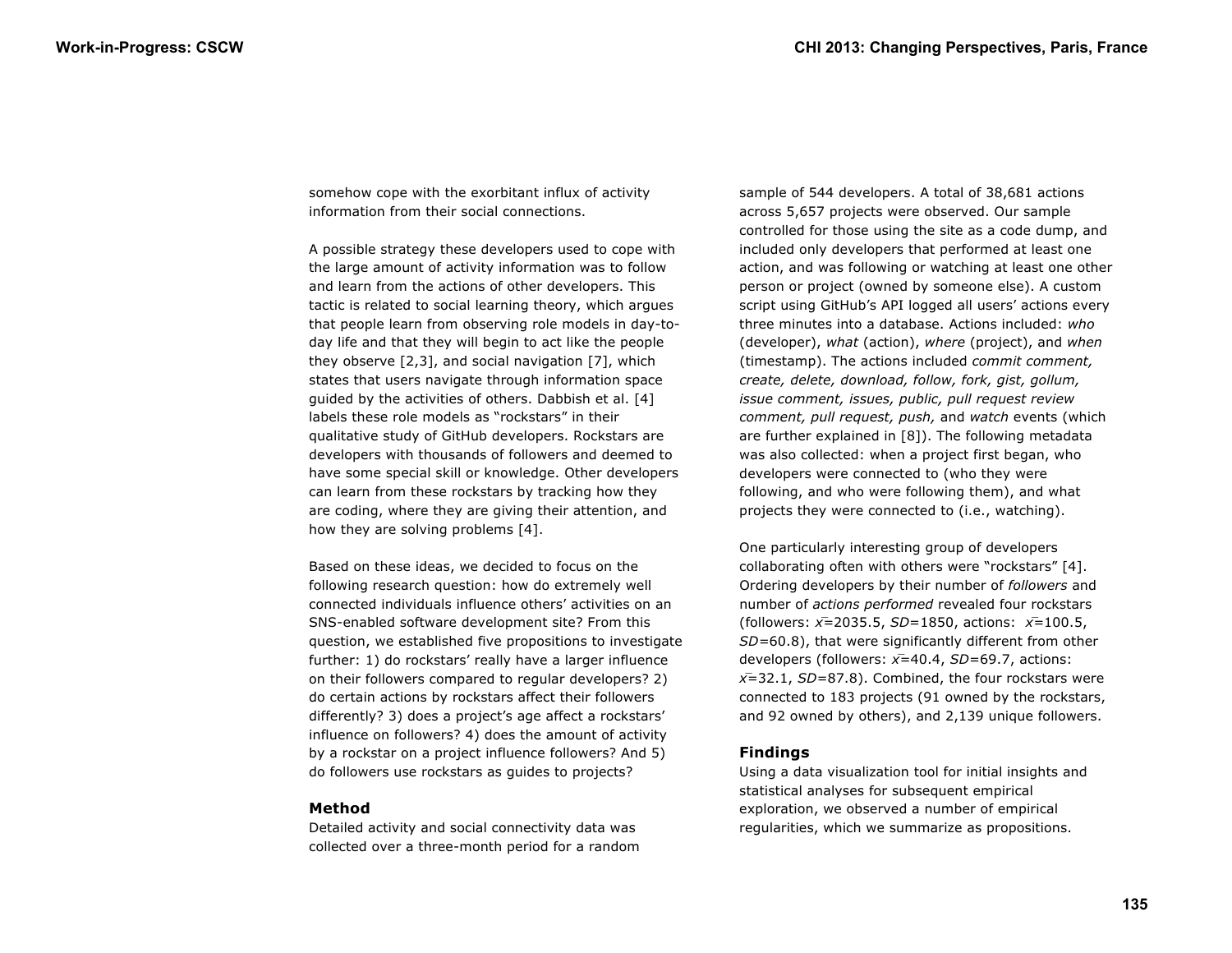somehow cope with the exorbitant influx of activity information from their social connections.

A possible strategy these developers used to cope with the large amount of activity information was to follow and learn from the actions of other developers. This tactic is related to social learning theory, which argues that people learn from observing role models in day-to-day life and that they will begin to act like the people they observe [2,3], and social navigation [7], which states that users navigate through information space guided by the activities of others. Dabbish et al. [4] labels these role models as "rockstars" in their qualitative study of GitHub developers. Rockstars are developers with thousands of followers and deemed to have some special skill or knowledge. Other developers can learn from these rockstars by tracking how they are coding, where they are giving their attention, and how they are solving problems [4].

Based on these ideas, we decided to focus on the following research question: how do extremely well connected individuals influence others' activities on an SNS-enabled software development site? From this question, we established five propositions to investigate further: 1) do rockstars' really have a larger influence on their followers compared to regular developers? 2) do certain actions by rockstars affect their followers differently? 3) does a project's age affect a rockstars' influence on followers? 4) does the amount of activity by a rockstar on a project influence followers? And 5) do followers use rockstars as guides to projects?

### Method

Detailed activity and social connectivity data was collected over a three-month period for a random sample of 544 developers. A total of 38,681 actions across 5,657 projects were observed. Our sample controlled for those using the site as a code dump, and included only developers that performed at least one action, and was following or watching at least one other person or project (owned by someone else). A custom script using GitHub's API logged all users' actions every three minutes into a database. Actions included: *who* (developer), *what* (action), *where* (project), and *when* (timestamp). The actions included *commit comment, create, delete, download, follow, fork, gist, gollum, issue comment, issues, public, pull request review comment, pull request, push,* and *watch* events (which are further explained in [8]). The following metadata was also collected: when a project first began, who developers were connected to (who they were following, and who were following them), and what projects they were connected to (i.e., watching).

One particularly interesting group of developers collaborating often with others were "rockstars" [4]. Ordering developers by their number of *followers* and number of *actions performed* revealed four rockstars (followers: $\bar{x}$=2035.5, *SD*=1850, actions: $\bar{x}$=100.5, *SD*=60.8), that were significantly different from other developers (followers: $\bar{x}$=40.4, *SD*=69.7, actions: $\bar{x}$=32.1, *SD*=87.8). Combined, the four rockstars were connected to 183 projects (91 owned by the rockstars, and 92 owned by others), and 2,139 unique followers.

### Findings

Using a data visualization tool for initial insights and statistical analyses for subsequent empirical exploration, we observed a number of empirical regularities, which we summarize as propositions.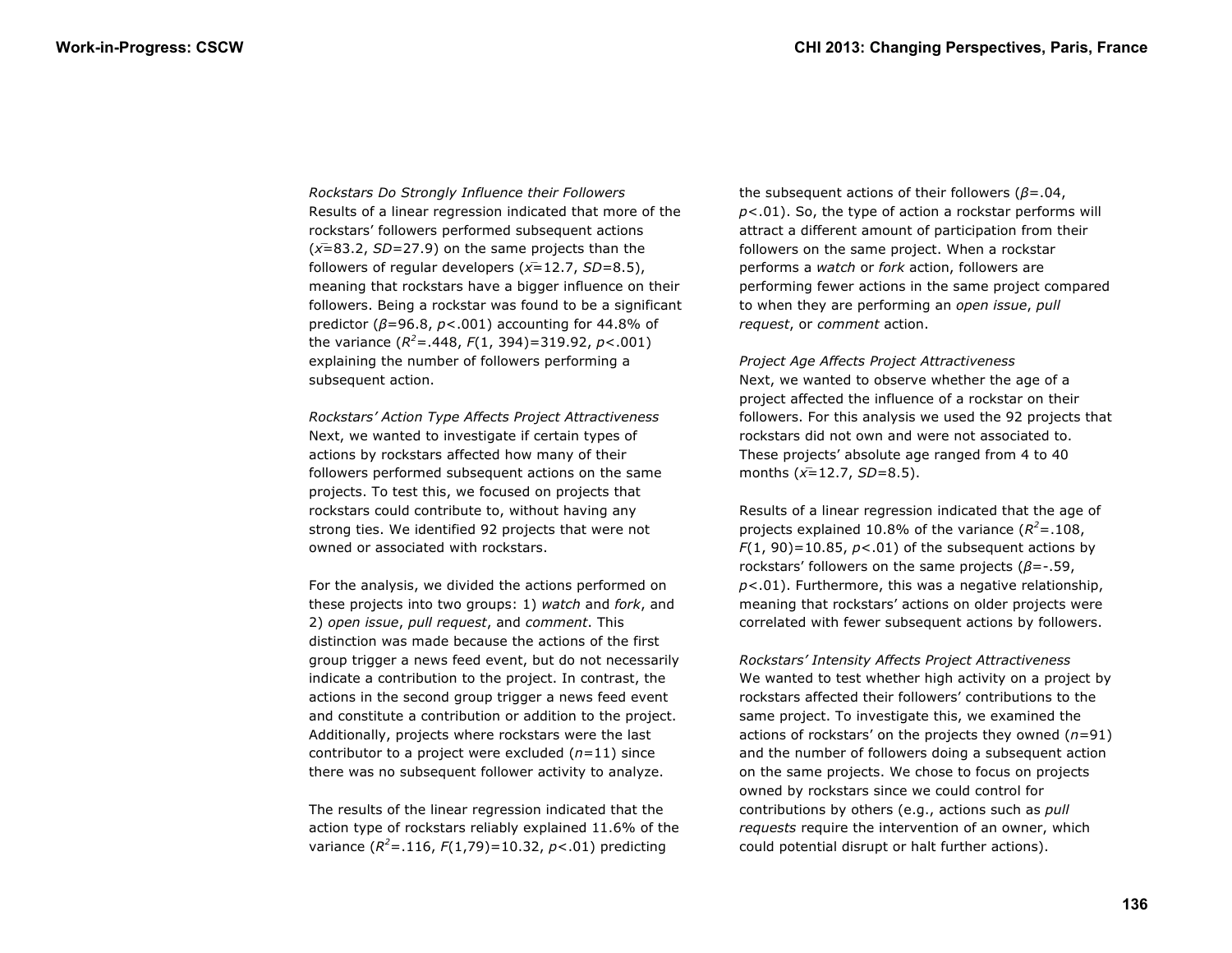### *Rockstars Do Strongly Influence their Followers*

Results of a linear regression indicated that more of the rockstars' followers performed subsequent actions ($\bar{x}$=83.2, *SD*=27.9) on the same projects than the followers of regular developers ($\bar{x}$=12.7, *SD*=8.5), meaning that rockstars have a bigger influence on their followers. Being a rockstar was found to be a significant predictor ($\beta$=96.8, $p<.001$) accounting for 44.8% of the variance ($R^2$=.448, $F(1, 394)$=319.92, $p<.001$) explaining the number of followers performing a subsequent action.

### *Rockstars' Action Type Affects Project Attractiveness*

Next, we wanted to investigate if certain types of actions by rockstars affected how many of their followers performed subsequent actions on the same projects. To test this, we focused on projects that rockstars could contribute to, without having any strong ties. We identified 92 projects that were not owned or associated with rockstars.

For the analysis, we divided the actions performed on these projects into two groups: 1) *watch* and *fork*, and 2) *open issue*, *pull request*, and *comment*. This distinction was made because the actions of the first group trigger a news feed event, but do not necessarily indicate a contribution to the project. In contrast, the actions in the second group trigger a news feed event and constitute a contribution or addition to the project. Additionally, projects where rockstars were the last contributor to a project were excluded (*n*=11) since there was no subsequent follower activity to analyze.

The results of the linear regression indicated that the action type of rockstars reliably explained 11.6% of the variance ($R^2$=.116, $F(1,79)$=10.32, $p<.01$) predicting the subsequent actions of their followers ($\beta$=.04, $p<.01$). So, the type of action a rockstar performs will attract a different amount of participation from their followers on the same project. When a rockstar performs a *watch* or *fork* action, followers are performing fewer actions in the same project compared to when they are performing an *open issue*, *pull request*, or *comment* action.

### *Project Age Affects Project Attractiveness*

Next, we wanted to observe whether the age of a project affected the influence of a rockstar on their followers. For this analysis we used the 92 projects that rockstars did not own and were not associated to. These projects' absolute age ranged from 4 to 40 months ($\bar{x}$=12.7, *SD*=8.5).

Results of a linear regression indicated that the age of projects explained 10.8% of the variance ($R^2$=.108, $F(1, 90)$=10.85, $p<.01$) of the subsequent actions by rockstars' followers on the same projects ($\beta$=-.59, $p<.01$). Furthermore, this was a negative relationship, meaning that rockstars' actions on older projects were correlated with fewer subsequent actions by followers.

### *Rockstars' Intensity Affects Project Attractiveness*

We wanted to test whether high activity on a project by rockstars affected their followers' contributions to the same project. To investigate this, we examined the actions of rockstars' on the projects they owned (*n*=91) and the number of followers doing a subsequent action on the same projects. We chose to focus on projects owned by rockstars since we could control for contributions by others (e.g., actions such as *pull requests* require the intervention of an owner, which could potential disrupt or halt further actions).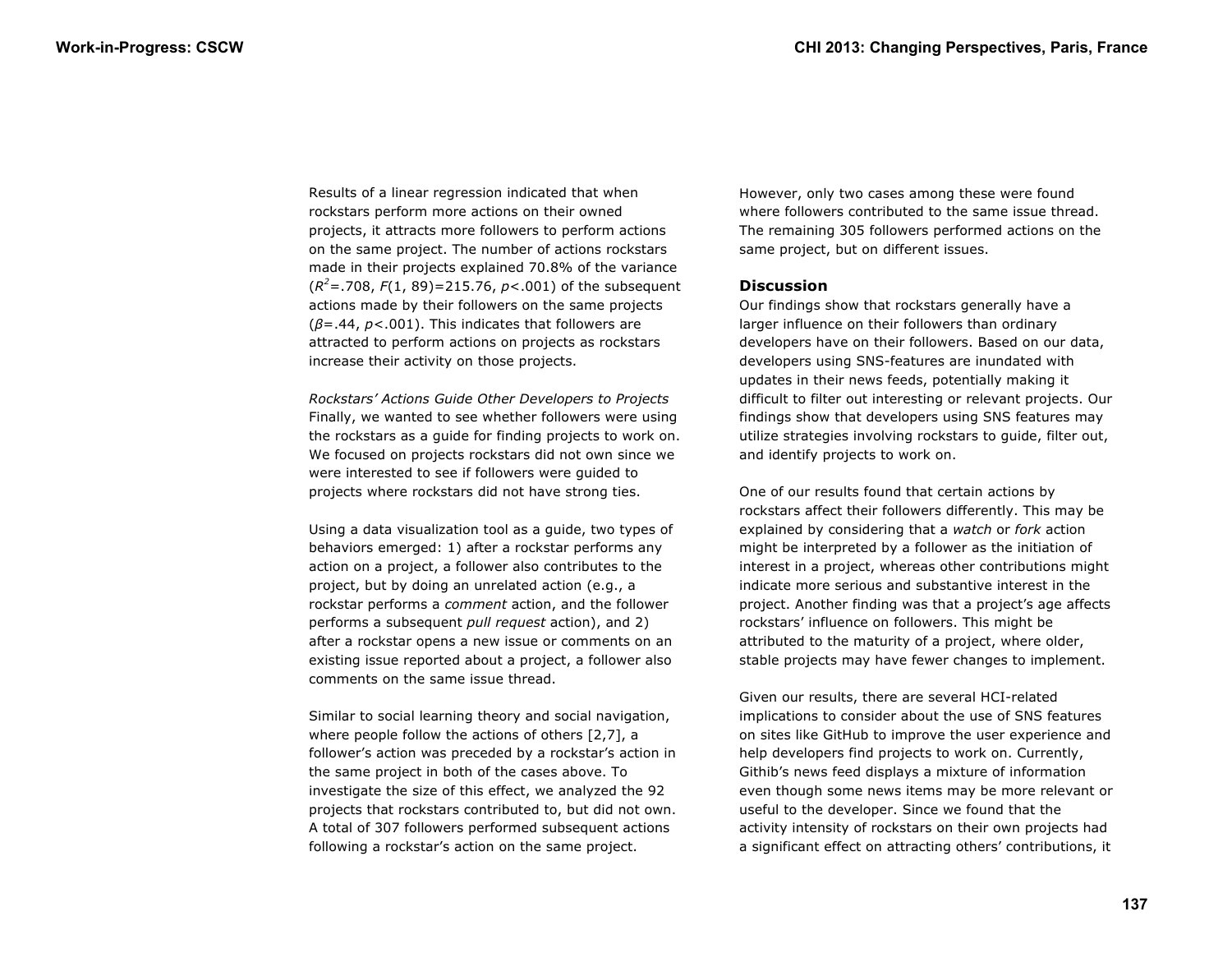Results of a linear regression indicated that when rockstars perform more actions on their owned projects, it attracts more followers to perform actions on the same project. The number of actions rockstars made in their projects explained 70.8% of the variance ($R^2$=.708, $F(1, 89)$=215.76, $p$<.001) of the subsequent actions made by their followers on the same projects ($\beta$=.44, $p$<.001). This indicates that followers are attracted to perform actions on projects as rockstars increase their activity on those projects.

*Rockstars' Actions Guide Other Developers to Projects*
Finally, we wanted to see whether followers were using the rockstars as a guide for finding projects to work on. We focused on projects rockstars did not own since we were interested to see if followers were guided to projects where rockstars did not have strong ties.

Using a data visualization tool as a guide, two types of behaviors emerged: 1) after a rockstar performs any action on a project, a follower also contributes to the project, but by doing an unrelated action (e.g., a rockstar performs a *comment* action, and the follower performs a subsequent *pull request* action), and 2) after a rockstar opens a new issue or comments on an existing issue reported about a project, a follower also comments on the same issue thread.

Similar to social learning theory and social navigation, where people follow the actions of others [2,7], a follower's action was preceded by a rockstar's action in the same project in both of the cases above. To investigate the size of this effect, we analyzed the 92 projects that rockstars contributed to, but did not own. A total of 307 followers performed subsequent actions following a rockstar's action on the same project. However, only two cases among these were found where followers contributed to the same issue thread. The remaining 305 followers performed actions on the same project, but on different issues.

## Discussion

Our findings show that rockstars generally have a larger influence on their followers than ordinary developers have on their followers. Based on our data, developers using SNS-features are inundated with updates in their news feeds, potentially making it difficult to filter out interesting or relevant projects. Our findings show that developers using SNS features may utilize strategies involving rockstars to guide, filter out, and identify projects to work on.

One of our results found that certain actions by rockstars affect their followers differently. This may be explained by considering that a *watch* or *fork* action might be interpreted by a follower as the initiation of interest in a project, whereas other contributions might indicate more serious and substantive interest in the project. Another finding was that a project's age affects rockstars' influence on followers. This might be attributed to the maturity of a project, where older, stable projects may have fewer changes to implement.

Given our results, there are several HCI-related implications to consider about the use of SNS features on sites like GitHub to improve the user experience and help developers find projects to work on. Currently, Githib's news feed displays a mixture of information even though some news items may be more relevant or useful to the developer. Since we found that the activity intensity of rockstars on their own projects had a significant effect on attracting others' contributions, it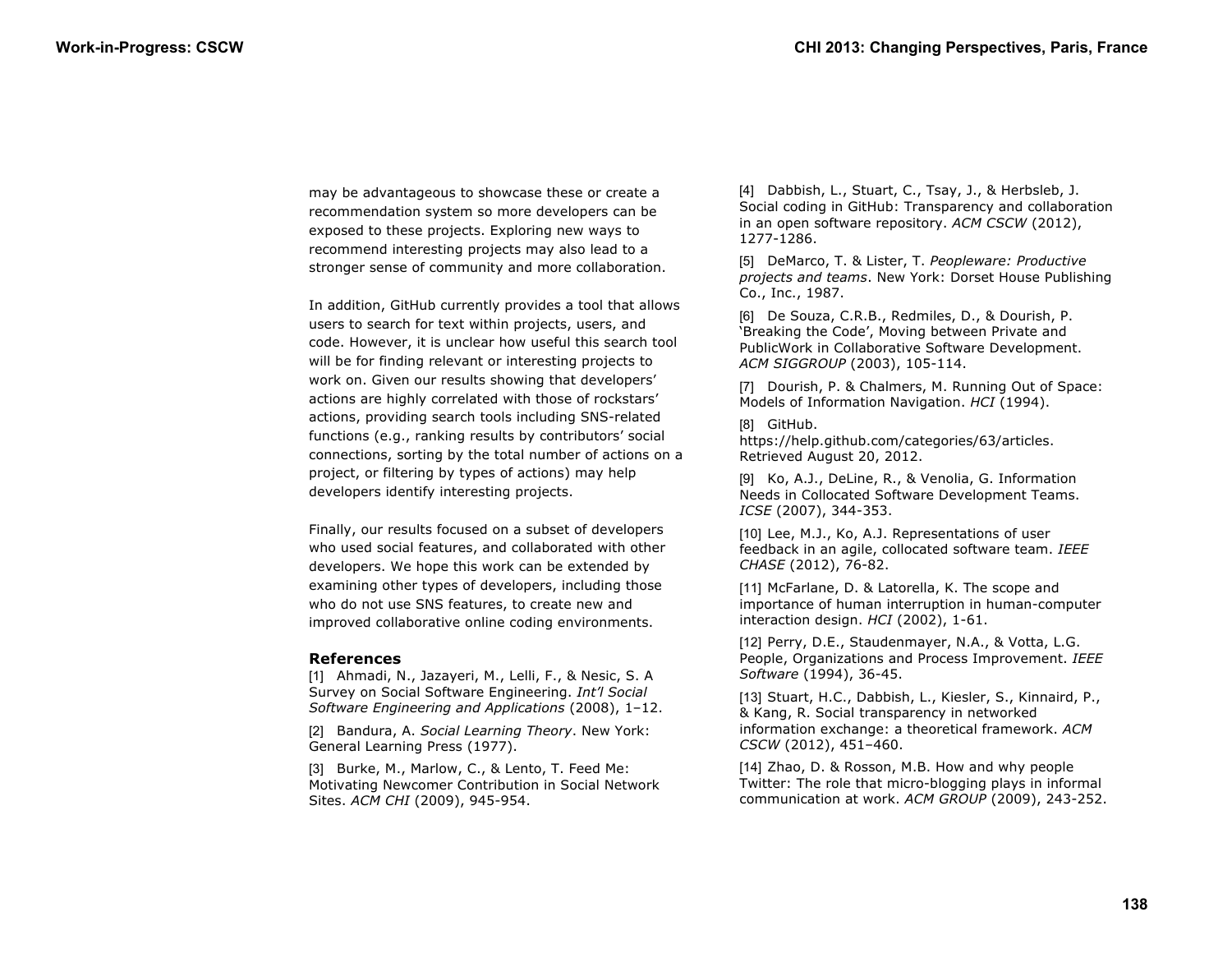may be advantageous to showcase these or create a recommendation system so more developers can be exposed to these projects. Exploring new ways to recommend interesting projects may also lead to a stronger sense of community and more collaboration.

In addition, GitHub currently provides a tool that allows users to search for text within projects, users, and code. However, it is unclear how useful this search tool will be for finding relevant or interesting projects to work on. Given our results showing that developers' actions are highly correlated with those of rockstars' actions, providing search tools including SNS-related functions (e.g., ranking results by contributors' social connections, sorting by the total number of actions on a project, or filtering by types of actions) may help developers identify interesting projects.

Finally, our results focused on a subset of developers who used social features, and collaborated with other developers. We hope this work can be extended by examining other types of developers, including those who do not use SNS features, to create new and improved collaborative online coding environments.

## References

[1] Ahmadi, N., Jazayeri, M., Lelli, F., & Nesic, S. A Survey on Social Software Engineering. *Int'l Social Software Engineering and Applications* (2008), 1–12.

[2] Bandura, A. *Social Learning Theory*. New York: General Learning Press (1977).

[3] Burke, M., Marlow, C., & Lento, T. Feed Me: Motivating Newcomer Contribution in Social Network Sites. *ACM CHI* (2009), 945-954.

[4] Dabbish, L., Stuart, C., Tsay, J., & Herbsleb, J. Social coding in GitHub: Transparency and collaboration in an open software repository. *ACM CSCW* (2012), 1277-1286.

[5] DeMarco, T. & Lister, T. *Peopleware: Productive projects and teams*. New York: Dorset House Publishing Co., Inc., 1987.

[6] De Souza, C.R.B., Redmiles, D., & Dourish, P. 'Breaking the Code', Moving between Private and PublicWork in Collaborative Software Development. *ACM SIGGROUP* (2003), 105-114.

[7] Dourish, P. & Chalmers, M. Running Out of Space: Models of Information Navigation. *HCI* (1994).

[8] GitHub. https://help.github.com/categories/63/articles. Retrieved August 20, 2012.

[9] Ko, A.J., DeLine, R., & Venolia, G. Information Needs in Collocated Software Development Teams. *ICSE* (2007), 344-353.

[10] Lee, M.J., Ko, A.J. Representations of user feedback in an agile, collocated software team. *IEEE CHASE* (2012), 76-82.

[11] McFarlane, D. & Latorella, K. The scope and importance of human interruption in human-computer interaction design. *HCI* (2002), 1-61.

[12] Perry, D.E., Staudenmayer, N.A., & Votta, L.G. People, Organizations and Process Improvement. *IEEE Software* (1994), 36-45.

[13] Stuart, H.C., Dabbish, L., Kiesler, S., Kinnaird, P., & Kang, R. Social transparency in networked information exchange: a theoretical framework. *ACM CSCW* (2012), 451–460.

[14] Zhao, D. & Rosson, M.B. How and why people Twitter: The role that micro-blogging plays in informal communication at work. *ACM GROUP* (2009), 243-252.